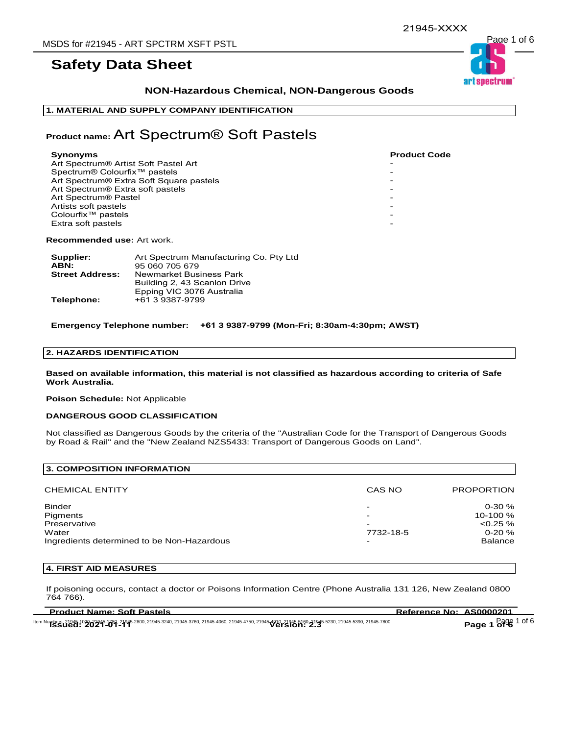# Safety Data Sheet

**NON-Hazardous Chemical, NON-Dangerous Goods**

## 1. MATERIAL AND SUPPLY COMPANY IDENTIFICATION

**Product name:** Art Spectrum® Soft Pastels

| Synonyms | Product Code |
|---|---|
| Art Spectrum® Artist Soft Pastel Art | - |
| Spectrum® Colourfix™ pastels | - |
| Art Spectrum® Extra Soft Square pastels | - |
| Art Spectrum® Extra soft pastels | - |
| Art Spectrum® Pastel | - |
| Artists soft pastels | - |
| Colourfix™ pastels | - |
| Extra soft pastels | - |

**Recommended use:** Art work.

| | |
|---|---|
| **Supplier:** | Art Spectrum Manufacturing Co. Pty Ltd |
| **ABN:** | 95 060 705 679 |
| **Street Address:** | Newmarket Business Park<br>Building 2, 43 Scanlon Drive<br>Epping VIC 3076 Australia |
| **Telephone:** | +61 3 9387-9799 |

**Emergency Telephone number: +61 3 9387-9799 (Mon-Fri; 8:30am-4:30pm; AWST)**

## 2. HAZARDS IDENTIFICATION

**Based on available information, this material is not classified as hazardous according to criteria of Safe Work Australia.**

**Poison Schedule:** Not Applicable

**DANGEROUS GOOD CLASSIFICATION**

Not classified as Dangerous Goods by the criteria of the "Australian Code for the Transport of Dangerous Goods by Road & Rail" and the "New Zealand NZS5433: Transport of Dangerous Goods on Land".

## 3. COMPOSITION INFORMATION

| CHEMICAL ENTITY | CAS NO | PROPORTION |
|---|---|---|
| Binder | - | 0-30 % |
| Pigments | - | 10-100 % |
| Preservative | - | <0.25 % |
| Water | 7732-18-5 | 0-20 % |
| Ingredients determined to be Non-Hazardous | - | Balance |

## 4. FIRST AID MEASURES

If poisoning occurs, contact a doctor or Poisons Information Centre (Phone Australia 131 126, New Zealand 0800 764 766).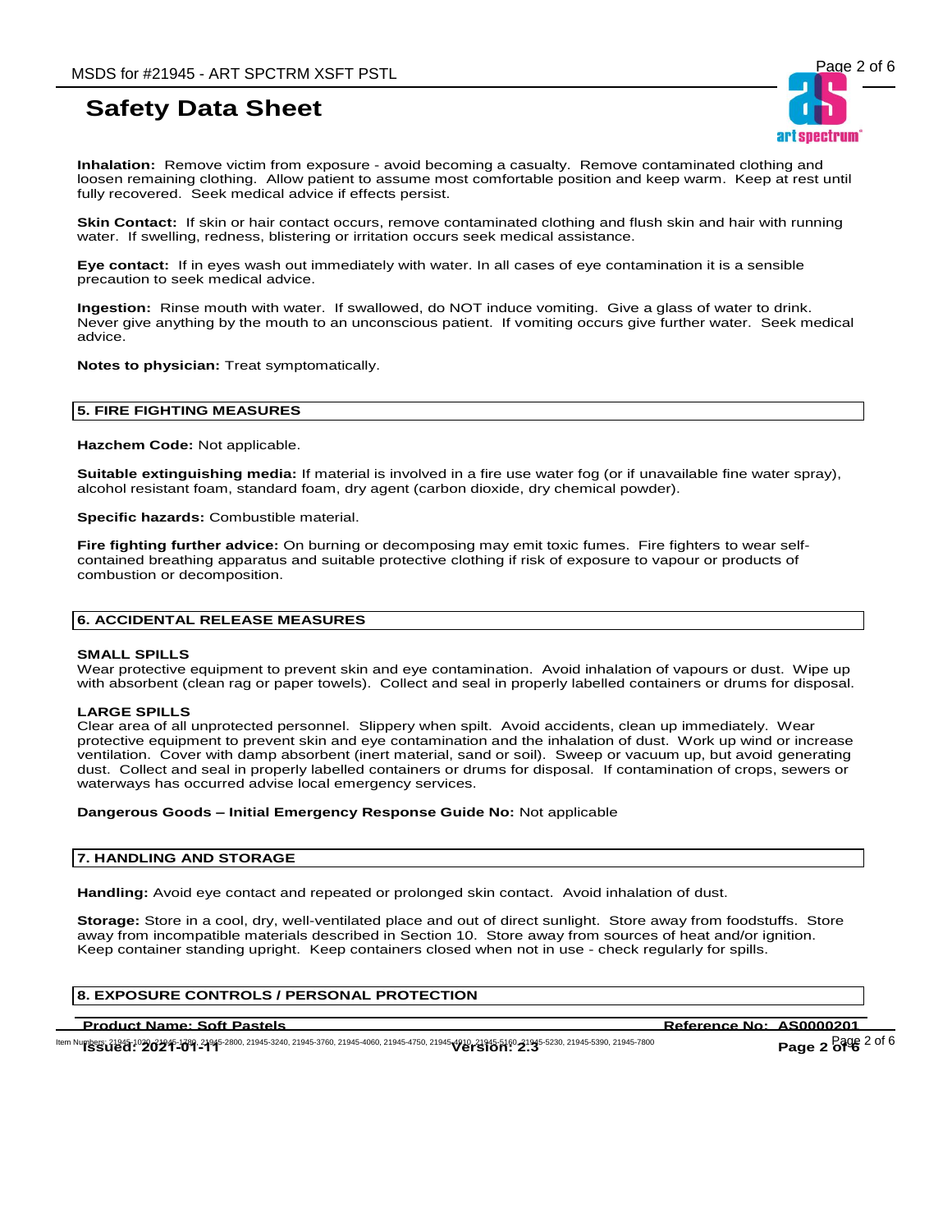**Inhalation:** Remove victim from exposure - avoid becoming a casualty. Remove contaminated clothing and loosen remaining clothing. Allow patient to assume most comfortable position and keep warm. Keep at rest until fully recovered. Seek medical advice if effects persist.

**Skin Contact:** If skin or hair contact occurs, remove contaminated clothing and flush skin and hair with running water. If swelling, redness, blistering or irritation occurs seek medical assistance.

**Eye contact:** If in eyes wash out immediately with water. In all cases of eye contamination it is a sensible precaution to seek medical advice.

**Ingestion:** Rinse mouth with water. If swallowed, do NOT induce vomiting. Give a glass of water to drink. Never give anything by the mouth to an unconscious patient. If vomiting occurs give further water. Seek medical advice.

**Notes to physician:** Treat symptomatically.

## 5. FIRE FIGHTING MEASURES

**Hazchem Code:** Not applicable.

**Suitable extinguishing media:** If material is involved in a fire use water fog (or if unavailable fine water spray), alcohol resistant foam, standard foam, dry agent (carbon dioxide, dry chemical powder).

**Specific hazards:** Combustible material.

**Fire fighting further advice:** On burning or decomposing may emit toxic fumes. Fire fighters to wear self-contained breathing apparatus and suitable protective clothing if risk of exposure to vapour or products of combustion or decomposition.

## 6. ACCIDENTAL RELEASE MEASURES

**SMALL SPILLS**

Wear protective equipment to prevent skin and eye contamination. Avoid inhalation of vapours or dust. Wipe up with absorbent (clean rag or paper towels). Collect and seal in properly labelled containers or drums for disposal.

**LARGE SPILLS**

Clear area of all unprotected personnel. Slippery when spilt. Avoid accidents, clean up immediately. Wear protective equipment to prevent skin and eye contamination and the inhalation of dust. Work up wind or increase ventilation. Cover with damp absorbent (inert material, sand or soil). Sweep or vacuum up, but avoid generating dust. Collect and seal in properly labelled containers or drums for disposal. If contamination of crops, sewers or waterways has occurred advise local emergency services.

**Dangerous Goods – Initial Emergency Response Guide No:** Not applicable

## 7. HANDLING AND STORAGE

**Handling:** Avoid eye contact and repeated or prolonged skin contact. Avoid inhalation of dust.

**Storage:** Store in a cool, dry, well-ventilated place and out of direct sunlight. Store away from foodstuffs. Store away from incompatible materials described in Section 10. Store away from sources of heat and/or ignition. Keep container standing upright. Keep containers closed when not in use - check regularly for spills.

## 8. EXPOSURE CONTROLS / PERSONAL PROTECTION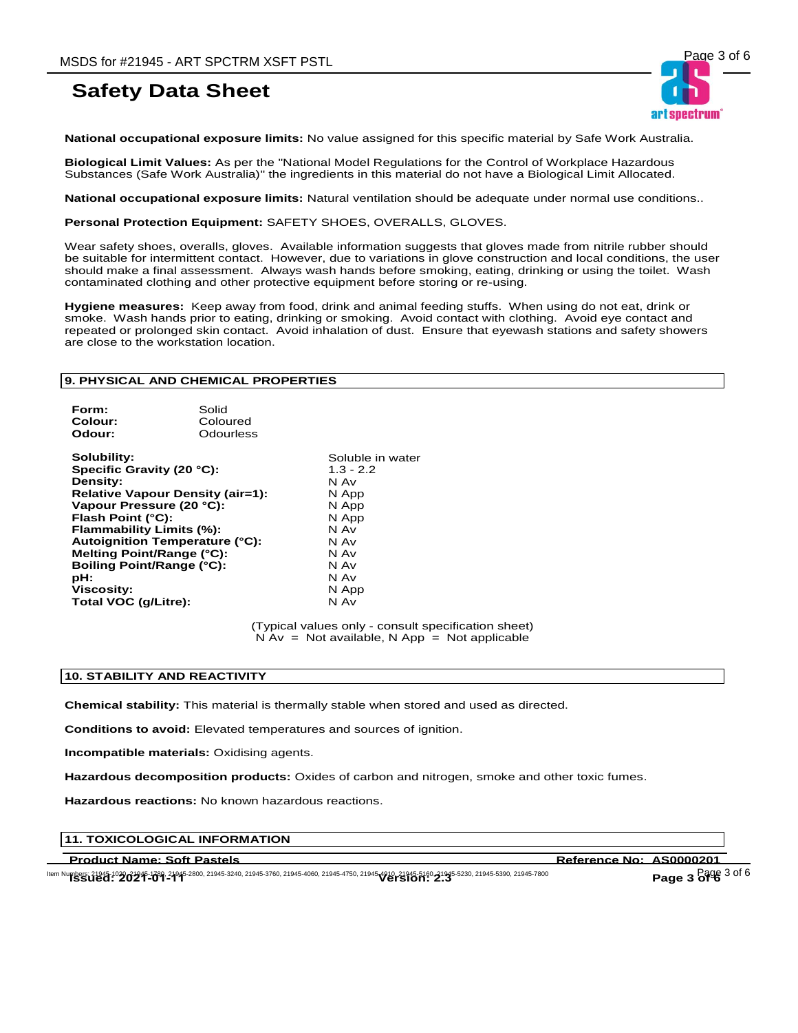**National occupational exposure limits:** No value assigned for this specific material by Safe Work Australia.

**Biological Limit Values:** As per the "National Model Regulations for the Control of Workplace Hazardous Substances (Safe Work Australia)" the ingredients in this material do not have a Biological Limit Allocated.

**National occupational exposure limits:** Natural ventilation should be adequate under normal use conditions..

**Personal Protection Equipment:** SAFETY SHOES, OVERALLS, GLOVES.

Wear safety shoes, overalls, gloves. Available information suggests that gloves made from nitrile rubber should be suitable for intermittent contact. However, due to variations in glove construction and local conditions, the user should make a final assessment. Always wash hands before smoking, eating, drinking or using the toilet. Wash contaminated clothing and other protective equipment before storing or re-using.

**Hygiene measures:** Keep away from food, drink and animal feeding stuffs. When using do not eat, drink or smoke. Wash hands prior to eating, drinking or smoking. Avoid contact with clothing. Avoid eye contact and repeated or prolonged skin contact. Avoid inhalation of dust. Ensure that eyewash stations and safety showers are close to the workstation location.

## 9. PHYSICAL AND CHEMICAL PROPERTIES

| | |
|---|---|
| **Form:** | Solid |
| **Colour:** | Coloured |
| **Odour:** | Odourless |

| | |
|---|---|
| **Solubility:** | Soluble in water |
| **Specific Gravity (20 °C):** | 1.3 - 2.2 |
| **Density:** | N Av |
| **Relative Vapour Density (air=1):** | N App |
| **Vapour Pressure (20 °C):** | N App |
| **Flash Point (°C):** | N App |
| **Flammability Limits (%):** | N Av |
| **Autoignition Temperature (°C):** | N Av |
| **Melting Point/Range (°C):** | N Av |
| **Boiling Point/Range (°C):** | N Av |
| **pH:** | N Av |
| **Viscosity:** | N App |
| **Total VOC (g/Litre):** | N Av |

(Typical values only - consult specification sheet)
N Av = Not available, N App = Not applicable

## 10. STABILITY AND REACTIVITY

**Chemical stability:** This material is thermally stable when stored and used as directed.

**Conditions to avoid:** Elevated temperatures and sources of ignition.

**Incompatible materials:** Oxidising agents.

**Hazardous decomposition products:** Oxides of carbon and nitrogen, smoke and other toxic fumes.

**Hazardous reactions:** No known hazardous reactions.

## 11. TOXICOLOGICAL INFORMATION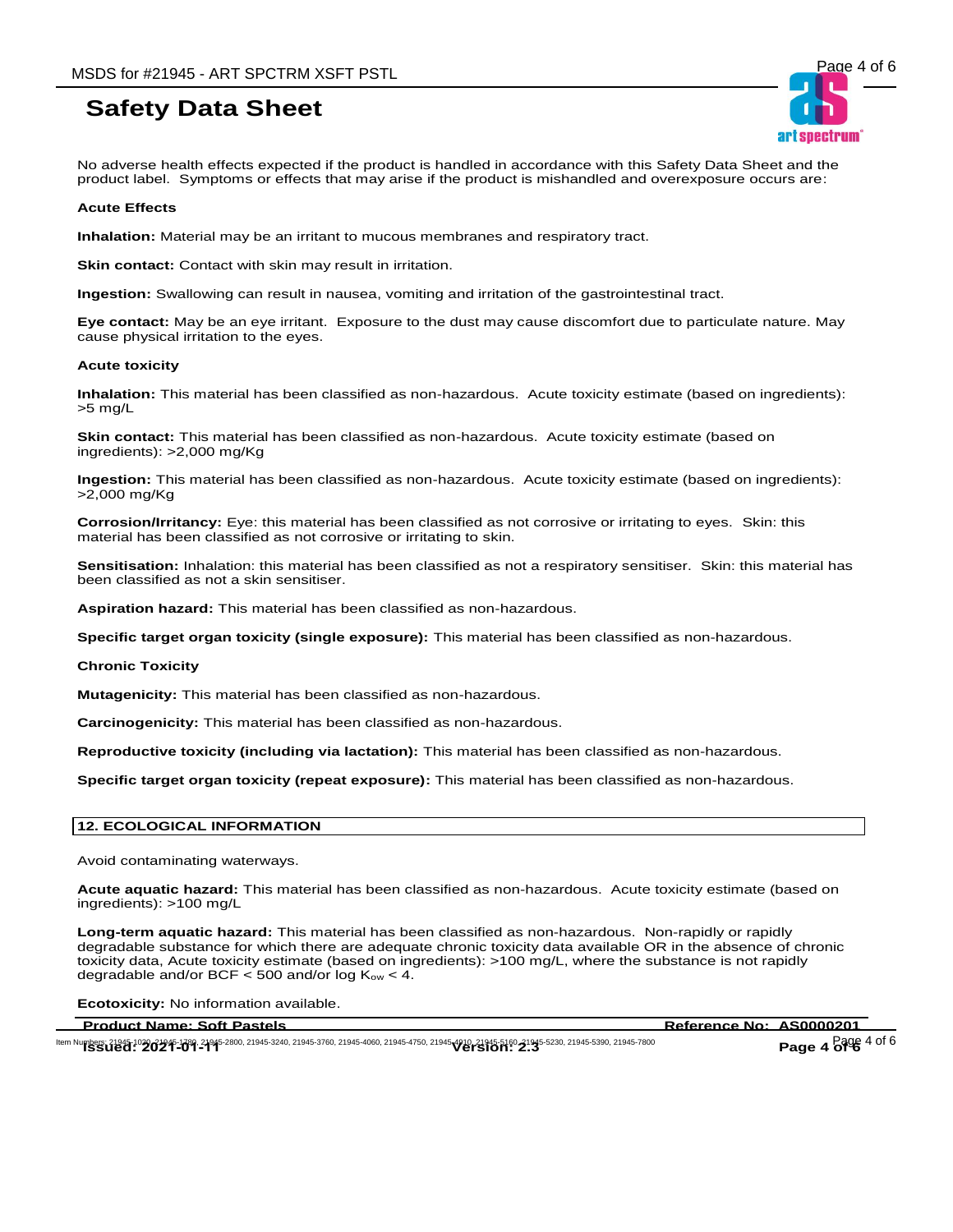No adverse health effects expected if the product is handled in accordance with this Safety Data Sheet and the product label. Symptoms or effects that may arise if the product is mishandled and overexposure occurs are:

**Acute Effects**

**Inhalation:** Material may be an irritant to mucous membranes and respiratory tract.

**Skin contact:** Contact with skin may result in irritation.

**Ingestion:** Swallowing can result in nausea, vomiting and irritation of the gastrointestinal tract.

**Eye contact:** May be an eye irritant. Exposure to the dust may cause discomfort due to particulate nature. May cause physical irritation to the eyes.

**Acute toxicity**

**Inhalation:** This material has been classified as non-hazardous. Acute toxicity estimate (based on ingredients): >5 mg/L

**Skin contact:** This material has been classified as non-hazardous. Acute toxicity estimate (based on ingredients): >2,000 mg/Kg

**Ingestion:** This material has been classified as non-hazardous. Acute toxicity estimate (based on ingredients): >2,000 mg/Kg

**Corrosion/Irritancy:** Eye: this material has been classified as not corrosive or irritating to eyes. Skin: this material has been classified as not corrosive or irritating to skin.

**Sensitisation:** Inhalation: this material has been classified as not a respiratory sensitiser. Skin: this material has been classified as not a skin sensitiser.

**Aspiration hazard:** This material has been classified as non-hazardous.

**Specific target organ toxicity (single exposure):** This material has been classified as non-hazardous.

**Chronic Toxicity**

**Mutagenicity:** This material has been classified as non-hazardous.

**Carcinogenicity:** This material has been classified as non-hazardous.

**Reproductive toxicity (including via lactation):** This material has been classified as non-hazardous.

**Specific target organ toxicity (repeat exposure):** This material has been classified as non-hazardous.

## 12. ECOLOGICAL INFORMATION

Avoid contaminating waterways.

**Acute aquatic hazard:** This material has been classified as non-hazardous. Acute toxicity estimate (based on ingredients): >100 mg/L

**Long-term aquatic hazard:** This material has been classified as non-hazardous. Non-rapidly or rapidly degradable substance for which there are adequate chronic toxicity data available OR in the absence of chronic toxicity data, Acute toxicity estimate (based on ingredients): >100 mg/L, where the substance is not rapidly degradable and/or BCF < 500 and/or log $K_{ow}$ < 4.

**Ecotoxicity:** No information available.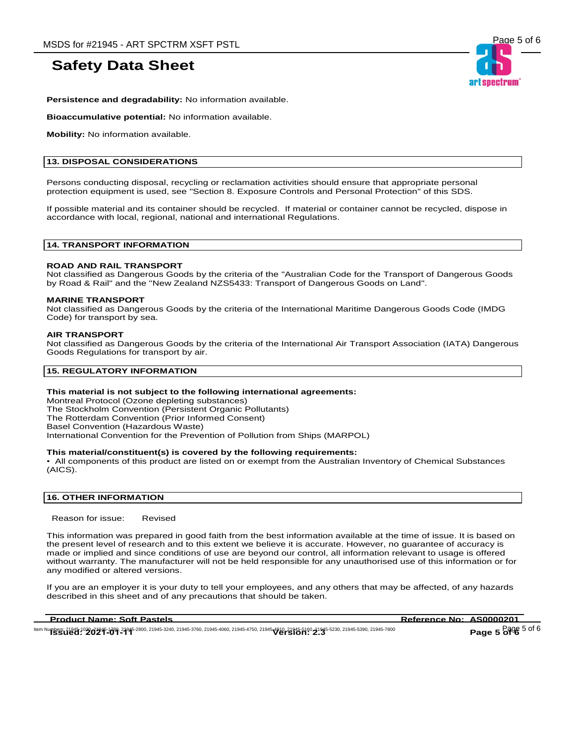**Persistence and degradability:** No information available.

**Bioaccumulative potential:** No information available.

**Mobility:** No information available.

## 13. DISPOSAL CONSIDERATIONS

Persons conducting disposal, recycling or reclamation activities should ensure that appropriate personal protection equipment is used, see "Section 8. Exposure Controls and Personal Protection" of this SDS.

If possible material and its container should be recycled. If material or container cannot be recycled, dispose in accordance with local, regional, national and international Regulations.

## 14. TRANSPORT INFORMATION

**ROAD AND RAIL TRANSPORT**
Not classified as Dangerous Goods by the criteria of the "Australian Code for the Transport of Dangerous Goods by Road & Rail" and the "New Zealand NZS5433: Transport of Dangerous Goods on Land".

**MARINE TRANSPORT**
Not classified as Dangerous Goods by the criteria of the International Maritime Dangerous Goods Code (IMDG Code) for transport by sea.

**AIR TRANSPORT**
Not classified as Dangerous Goods by the criteria of the International Air Transport Association (IATA) Dangerous Goods Regulations for transport by air.

## 15. REGULATORY INFORMATION

**This material is not subject to the following international agreements:**
Montreal Protocol (Ozone depleting substances)
The Stockholm Convention (Persistent Organic Pollutants)
The Rotterdam Convention (Prior Informed Consent)
Basel Convention (Hazardous Waste)
International Convention for the Prevention of Pollution from Ships (MARPOL)

**This material/constituent(s) is covered by the following requirements:**
• All components of this product are listed on or exempt from the Australian Inventory of Chemical Substances (AICS).

## 16. OTHER INFORMATION

Reason for issue: Revised

This information was prepared in good faith from the best information available at the time of issue. It is based on the present level of research and to this extent we believe it is accurate. However, no guarantee of accuracy is made or implied and since conditions of use are beyond our control, all information relevant to usage is offered without warranty. The manufacturer will not be held responsible for any unauthorised use of this information or for any modified or altered versions.

If you are an employer it is your duty to tell your employees, and any others that may be affected, of any hazards described in this sheet and of any precautions that should be taken.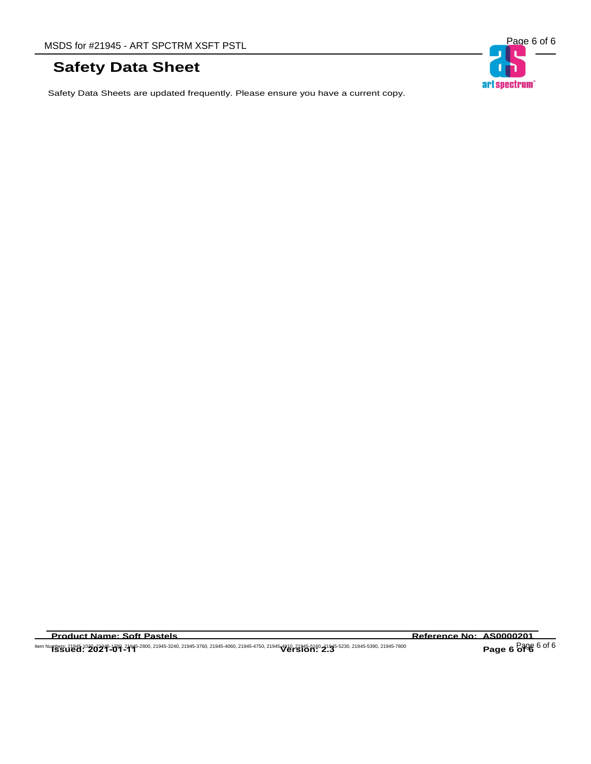# Safety Data Sheet

Safety Data Sheets are updated frequently. Please ensure you have a current copy.